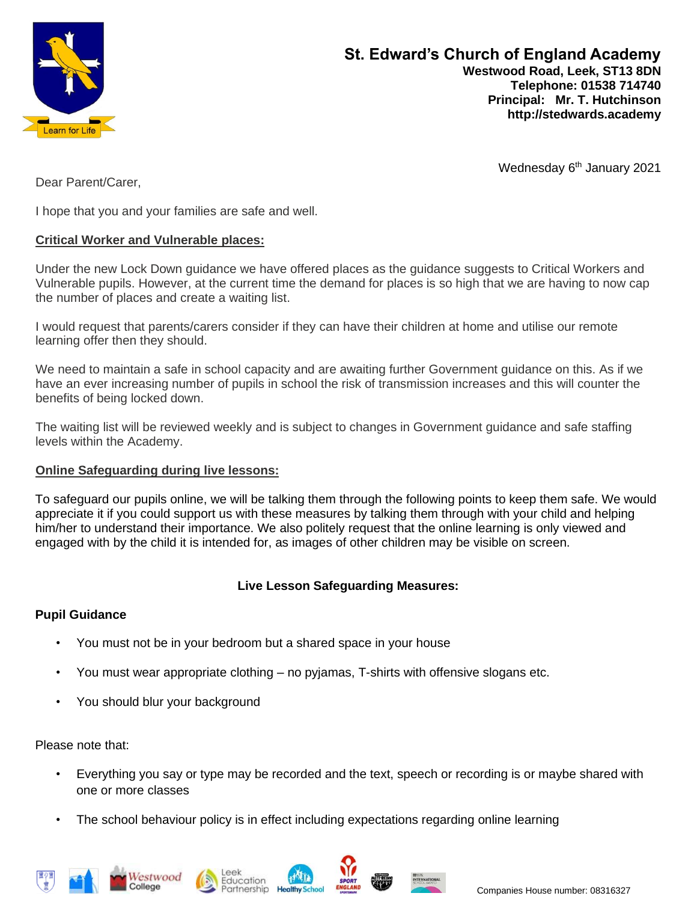**St. Edward's Church of England Academy**
**Westwood Road, Leek, ST13 8DN**
**Telephone: 01538 714740**
**Principal: Mr. T. Hutchinson**
**http://stedwards.academy**

Learn for Life

Wednesday 6th January 2021

Dear Parent/Carer,

I hope that you and your families are safe and well.

**Critical Worker and Vulnerable places:**

Under the new Lock Down guidance we have offered places as the guidance suggests to Critical Workers and Vulnerable pupils. However, at the current time the demand for places is so high that we are having to now cap the number of places and create a waiting list.

I would request that parents/carers consider if they can have their children at home and utilise our remote learning offer then they should.

We need to maintain a safe in school capacity and are awaiting further Government guidance on this. As if we have an ever increasing number of pupils in school the risk of transmission increases and this will counter the benefits of being locked down.

The waiting list will be reviewed weekly and is subject to changes in Government guidance and safe staffing levels within the Academy.

**Online Safeguarding during live lessons:**

To safeguard our pupils online, we will be talking them through the following points to keep them safe. We would appreciate it if you could support us with these measures by talking them through with your child and helping him/her to understand their importance. We also politely request that the online learning is only viewed and engaged with by the child it is intended for, as images of other children may be visible on screen.

**Live Lesson Safeguarding Measures:**

**Pupil Guidance**

- You must not be in your bedroom but a shared space in your house
- You must wear appropriate clothing – no pyjamas, T-shirts with offensive slogans etc.
- You should blur your background

Please note that:

- Everything you say or type may be recorded and the text, speech or recording is or maybe shared with one or more classes
- The school behaviour policy is in effect including expectations regarding online learning

Companies House number: 08316327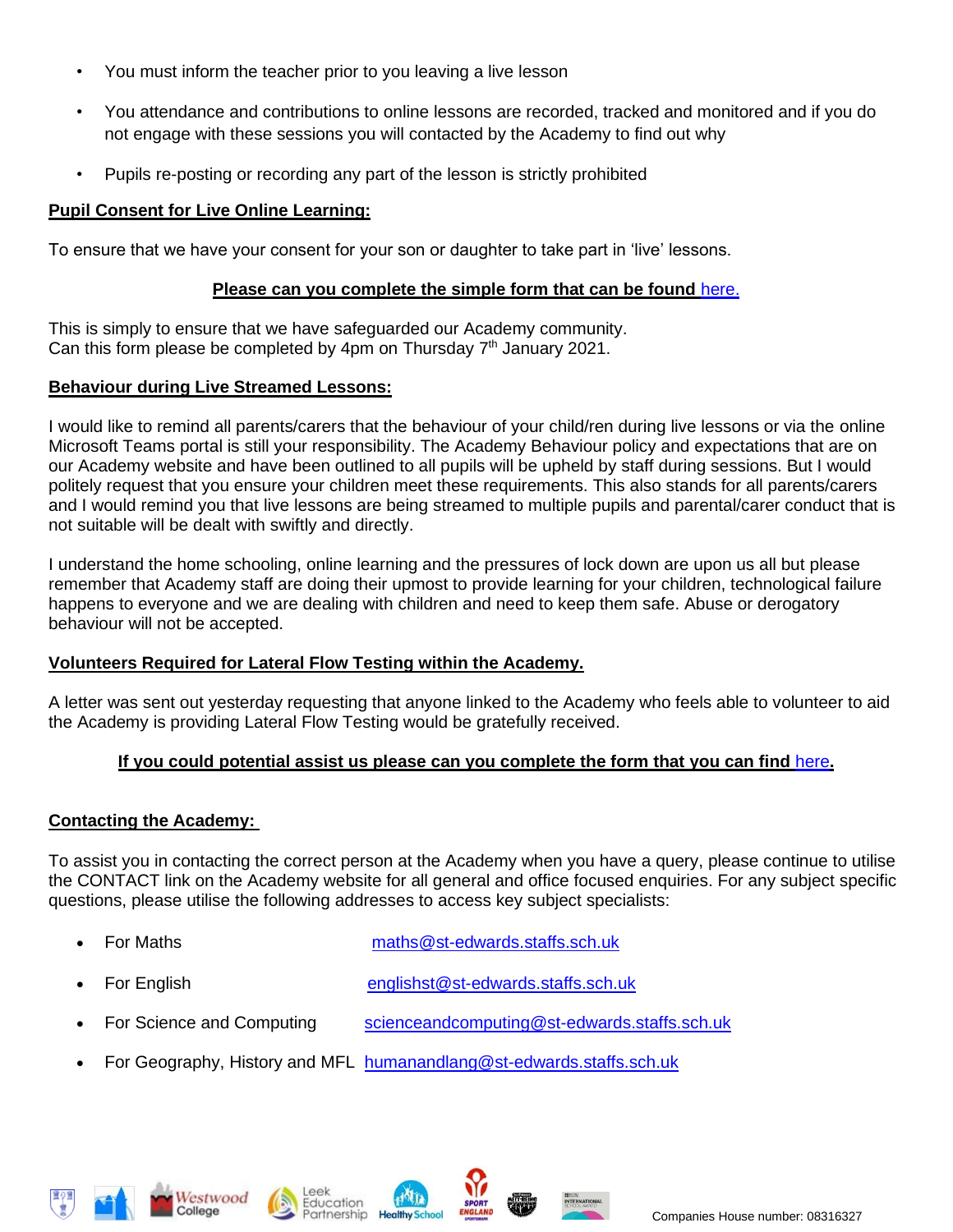- You must inform the teacher prior to you leaving a live lesson
- You attendance and contributions to online lessons are recorded, tracked and monitored and if you do not engage with these sessions you will contacted by the Academy to find out why
- Pupils re-posting or recording any part of the lesson is strictly prohibited

**Pupil Consent for Live Online Learning:**

To ensure that we have your consent for your son or daughter to take part in 'live' lessons.

**Please can you complete the simple form that can be found here.**

This is simply to ensure that we have safeguarded our Academy community.
Can this form please be completed by 4pm on Thursday 7th January 2021.

**Behaviour during Live Streamed Lessons:**

I would like to remind all parents/carers that the behaviour of your child/ren during live lessons or via the online Microsoft Teams portal is still your responsibility. The Academy Behaviour policy and expectations that are on our Academy website and have been outlined to all pupils will be upheld by staff during sessions. But I would politely request that you ensure your children meet these requirements. This also stands for all parents/carers and I would remind you that live lessons are being streamed to multiple pupils and parental/carer conduct that is not suitable will be dealt with swiftly and directly.

I understand the home schooling, online learning and the pressures of lock down are upon us all but please remember that Academy staff are doing their upmost to provide learning for your children, technological failure happens to everyone and we are dealing with children and need to keep them safe. Abuse or derogatory behaviour will not be accepted.

**Volunteers Required for Lateral Flow Testing within the Academy.**

A letter was sent out yesterday requesting that anyone linked to the Academy who feels able to volunteer to aid the Academy is providing Lateral Flow Testing would be gratefully received.

**If you could potential assist us please can you complete the form that you can find here.**

**Contacting the Academy:**

To assist you in contacting the correct person at the Academy when you have a query, please continue to utilise the CONTACT link on the Academy website for all general and office focused enquiries. For any subject specific questions, please utilise the following addresses to access key subject specialists:

- For Maths maths@st-edwards.staffs.sch.uk
- For English englishst@st-edwards.staffs.sch.uk
- For Science and Computing scienceandcomputing@st-edwards.staffs.sch.uk
- For Geography, History and MFL humanandlang@st-edwards.staffs.sch.uk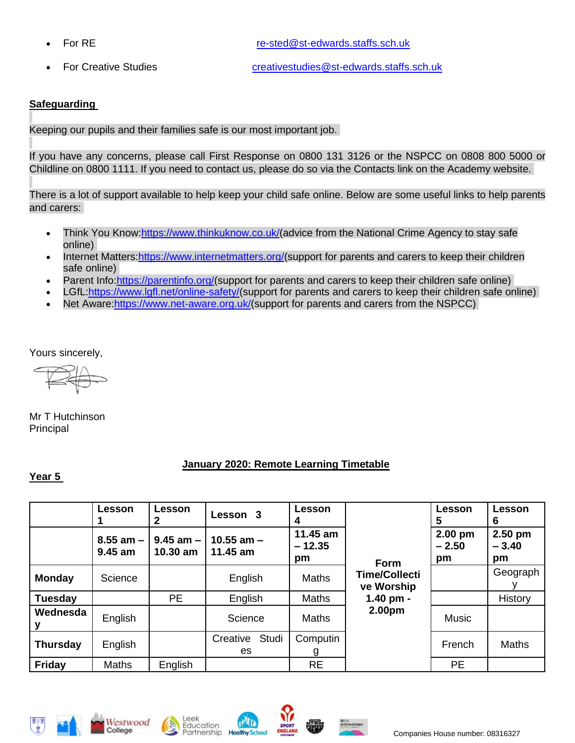- For RE re-sted@st-edwards.staffs.sch.uk
- For Creative Studies creativestudies@st-edwards.staffs.sch.uk

**Safeguarding**

Keeping our pupils and their families safe is our most important job.

If you have any concerns, please call First Response on 0800 131 3126 or the NSPCC on 0808 800 5000 or Childline on 0800 1111. If you need to contact us, please do so via the Contacts link on the Academy website.

There is a lot of support available to help keep your child safe online. Below are some useful links to help parents and carers:

- Think You Know:https://www.thinkuknow.co.uk/(advice from the National Crime Agency to stay safe online)
- Internet Matters:https://www.internetmatters.org/(support for parents and carers to keep their children safe online)
- Parent Info:https://parentinfo.org/(support for parents and carers to keep their children safe online)
- LGfL:https://www.lgfl.net/online-safety/(support for parents and carers to keep their children safe online)
- Net Aware:https://www.net-aware.org.uk/(support for parents and carers from the NSPCC)

Yours sincerely,

Mr T Hutchinson
Principal

**January 2020: Remote Learning Timetable**

**Year 5**

| | **Lesson 1** | **Lesson 2** | **Lesson 3** | **Lesson 4** | | **Lesson 5** | **Lesson 6** |
|---|---|---|---|---|---|---|---|
| | **8.55 am – 9.45 am** | **9.45 am – 10.30 am** | **10.55 am – 11.45 am** | **11.45 am – 12.35 pm** | **Form Time/Collective Worship 1.40 pm - 2.00pm** | **2.00 pm – 2.50 pm** | **2.50 pm – 3.40 pm** |
| **Monday** | Science | | English | Maths | | | Geography |
| **Tuesday** | | PE | English | Maths | | | History |
| **Wednesday** | English | | Science | Maths | | Music | |
| **Thursday** | English | | Creative Studies | Computing | | French | Maths |
| **Friday** | Maths | English | | RE | | PE | |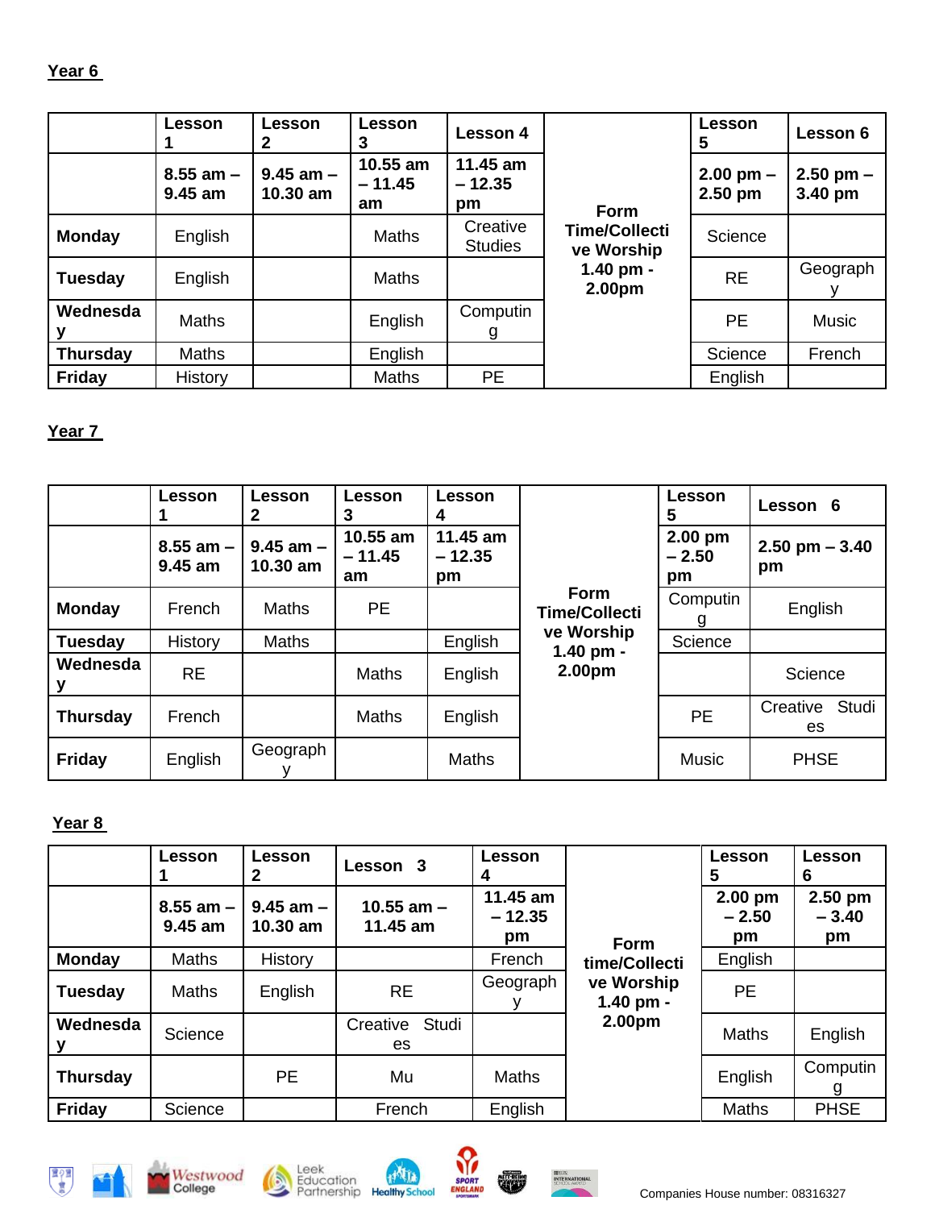**Year 6**

| | Lesson 1 | Lesson 2 | Lesson 3 | Lesson 4 | | Lesson 5 | Lesson 6 |
|---|---|---|---|---|---|---|---|
| | 8.55 am – 9.45 am | 9.45 am – 10.30 am | 10.55 am – 11.45 am | 11.45 am – 12.35 pm | Form Time/Collective Worship 1.40 pm - 2.00pm | 2.00 pm – 2.50 pm | 2.50 pm – 3.40 pm |
| **Monday** | English | | Maths | Creative Studies | | Science | |
| **Tuesday** | English | | Maths | | | RE | Geography |
| **Wednesday** | Maths | | English | Computing | | PE | Music |
| **Thursday** | Maths | | English | | | Science | French |
| **Friday** | History | | Maths | PE | | English | |

**Year 7**

| | Lesson 1 | Lesson 2 | Lesson 3 | Lesson 4 | | Lesson 5 | Lesson 6 |
|---|---|---|---|---|---|---|---|
| | 8.55 am – 9.45 am | 9.45 am – 10.30 am | 10.55 am – 11.45 am | 11.45 am – 12.35 pm | Form Time/Collective Worship 1.40 pm - 2.00pm | 2.00 pm – 2.50 pm | 2.50 pm – 3.40 pm |
| **Monday** | French | Maths | PE | | | Computing | English |
| **Tuesday** | History | Maths | | English | | Science | |
| **Wednesday** | RE | | Maths | English | | | Science |
| **Thursday** | French | | Maths | English | | PE | Creative Studies |
| **Friday** | English | Geography | | Maths | | Music | PHSE |

**Year 8**

| | Lesson 1 | Lesson 2 | Lesson 3 | Lesson 4 | | Lesson 5 | Lesson 6 |
|---|---|---|---|---|---|---|---|
| | 8.55 am – 9.45 am | 9.45 am – 10.30 am | 10.55 am – 11.45 am | 11.45 am – 12.35 pm | Form time/Collective Worship 1.40 pm - 2.00pm | 2.00 pm – 2.50 pm | 2.50 pm – 3.40 pm |
| **Monday** | Maths | History | | French | | English | |
| **Tuesday** | Maths | English | RE | Geography | | PE | |
| **Wednesday** | Science | | Creative Studies | | | Maths | English |
| **Thursday** | | PE | Mu | Maths | | English | Computing |
| **Friday** | Science | | French | English | | Maths | PHSE |

Companies House number: 08316327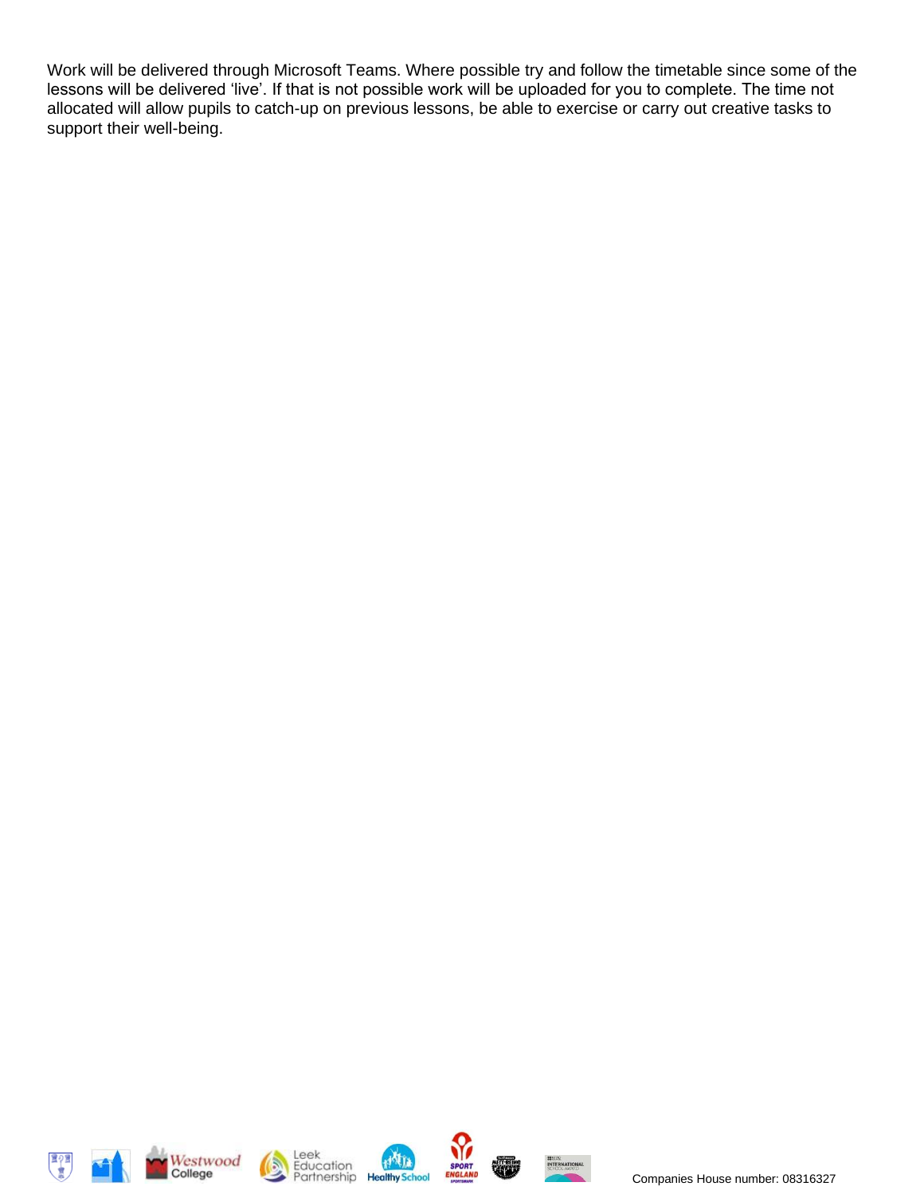Work will be delivered through Microsoft Teams. Where possible try and follow the timetable since some of the lessons will be delivered 'live'. If that is not possible work will be uploaded for you to complete. The time not allocated will allow pupils to catch-up on previous lessons, be able to exercise or carry out creative tasks to support their well-being.